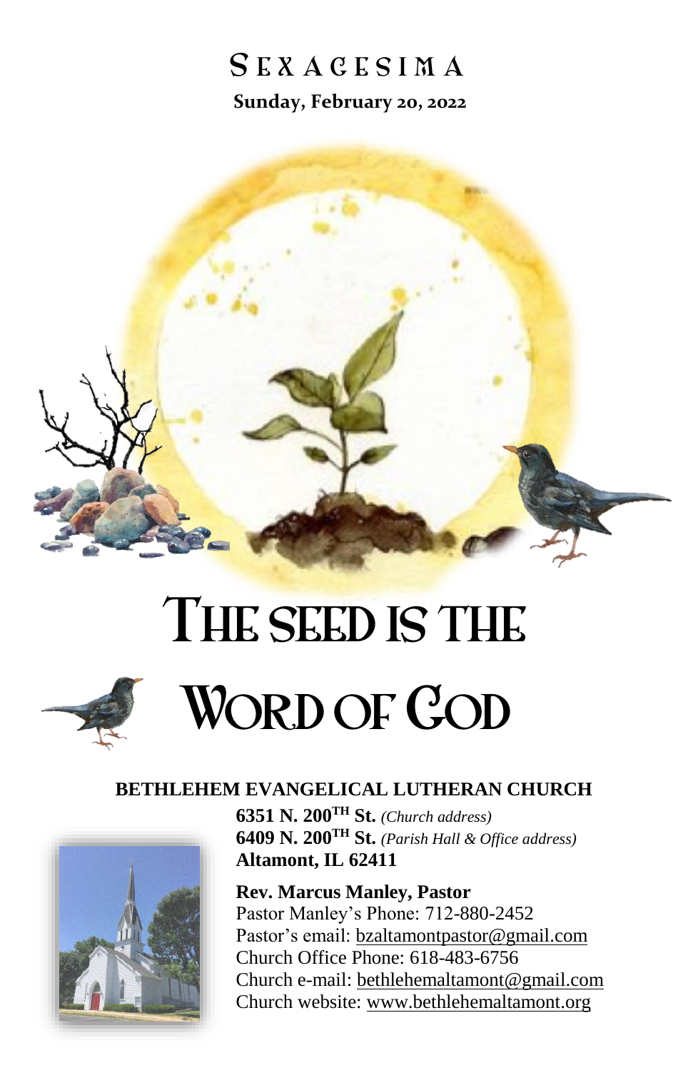# SEXAGESIMA

**Sunday, February 20, 2022**

# THE SEED IS THE WORD OF GOD

**BETHLEHEM EVANGELICAL LUTHERAN CHURCH**

**6351 N. 200TH St.** *(Church address)*
**6409 N. 200TH St.** *(Parish Hall & Office address)*
**Altamont, IL 62411**

**Rev. Marcus Manley, Pastor**
Pastor Manley's Phone: 712-880-2452
Pastor's email: bzaltamontpastor@gmail.com
Church Office Phone: 618-483-6756
Church e-mail: bethlehemaltamont@gmail.com
Church website: www.bethlehemaltamont.org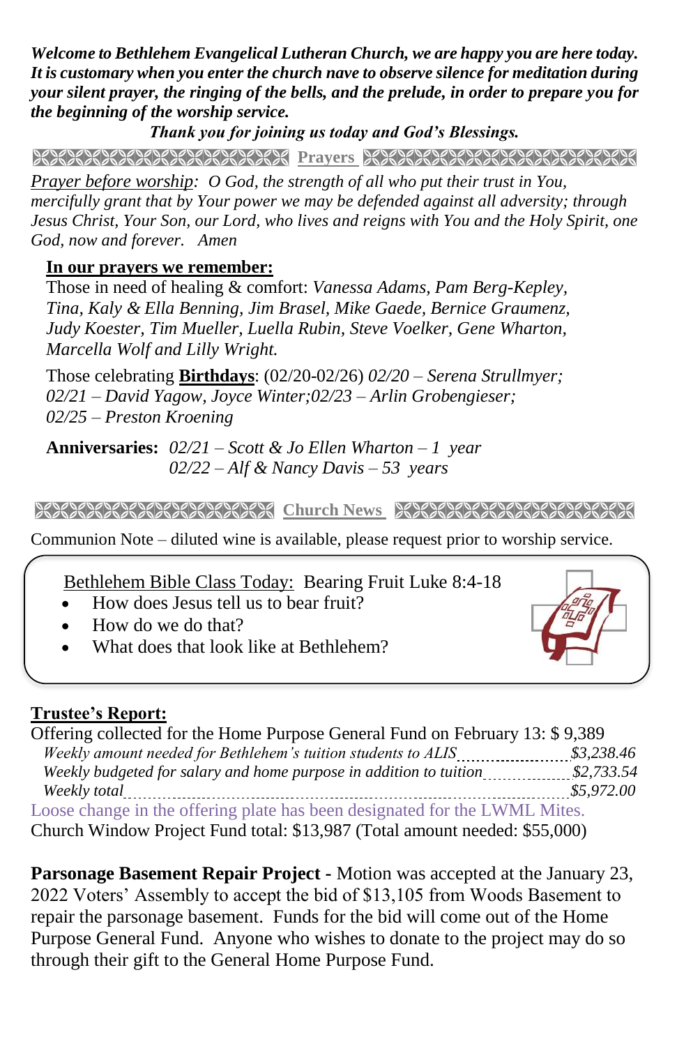***Welcome to Bethlehem Evangelical Lutheran Church, we are happy you are here today. It is customary when you enter the church nave to observe silence for meditation during your silent prayer, the ringing of the bells, and the prelude, in order to prepare you for the beginning of the worship service.***

***Thank you for joining us today and God's Blessings.***

## Prayers

*Prayer before worship: O God, the strength of all who put their trust in You, mercifully grant that by Your power we may be defended against all adversity; through Jesus Christ, Your Son, our Lord, who lives and reigns with You and the Holy Spirit, one God, now and forever. Amen*

**In our prayers we remember:**

Those in need of healing & comfort: *Vanessa Adams, Pam Berg-Kepley, Tina, Kaly & Ella Benning, Jim Brasel, Mike Gaede, Bernice Graumenz, Judy Koester, Tim Mueller, Luella Rubin, Steve Voelker, Gene Wharton, Marcella Wolf and Lilly Wright.*

Those celebrating **Birthdays**: (02/20-02/26) *02/20 – Serena Strullmyer; 02/21 – David Yagow, Joyce Winter;02/23 – Arlin Grobengieser; 02/25 – Preston Kroening*

**Anniversaries:** *02/21 – Scott & Jo Ellen Wharton – 1 year*
*02/22 – Alf & Nancy Davis – 53 years*

## Church News

Communion Note – diluted wine is available, please request prior to worship service.

Bethlehem Bible Class Today: Bearing Fruit Luke 8:4-18

- How does Jesus tell us to bear fruit?
- How do we do that?
- What does that look like at Bethlehem?

**Trustee's Report:**

Offering collected for the Home Purpose General Fund on February 13: $ 9,389

*Weekly amount needed for Bethlehem's tuition students to ALIS ........ $3,238.46*
*Weekly budgeted for salary and home purpose in addition to tuition ........ $2,733.54*
*Weekly total ........ $5,972.00*

Loose change in the offering plate has been designated for the LWML Mites.

Church Window Project Fund total: $13,987 (Total amount needed: $55,000)

**Parsonage Basement Repair Project -** Motion was accepted at the January 23, 2022 Voters' Assembly to accept the bid of $13,105 from Woods Basement to repair the parsonage basement. Funds for the bid will come out of the Home Purpose General Fund. Anyone who wishes to donate to the project may do so through their gift to the General Home Purpose Fund.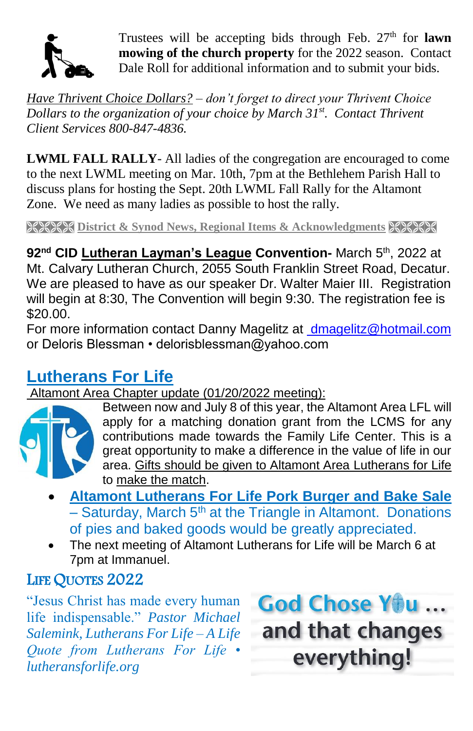Trustees will be accepting bids through Feb. 27th for **lawn mowing of the church property** for the 2022 season. Contact Dale Roll for additional information and to submit your bids.

*Have Thrivent Choice Dollars? – don't forget to direct your Thrivent Choice Dollars to the organization of your choice by March 31st. Contact Thrivent Client Services 800-847-4836.*

**LWML FALL RALLY**- All ladies of the congregation are encouraged to come to the next LWML meeting on Mar. 10th, 7pm at the Bethlehem Parish Hall to discuss plans for hosting the Sept. 20th LWML Fall Rally for the Altamont Zone. We need as many ladies as possible to host the rally.

## District & Synod News, Regional Items & Acknowledgments

**92nd CID Lutheran Layman's League Convention-** March 5th, 2022 at Mt. Calvary Lutheran Church, 2055 South Franklin Street Road, Decatur. We are pleased to have as our speaker Dr. Walter Maier III. Registration will begin at 8:30, The Convention will begin 9:30. The registration fee is $20.00.
For more information contact Danny Magelitz at dmagelitz@hotmail.com or Deloris Blessman • delorisblessman@yahoo.com

## Lutherans For Life

Altamont Area Chapter update (01/20/2022 meeting):

Between now and July 8 of this year, the Altamont Area LFL will apply for a matching donation grant from the LCMS for any contributions made towards the Family Life Center. This is a great opportunity to make a difference in the value of life in our area. Gifts should be given to Altamont Area Lutherans for Life to make the match.

- **Altamont Lutherans For Life Pork Burger and Bake Sale** – Saturday, March 5th at the Triangle in Altamont. Donations of pies and baked goods would be greatly appreciated.
- The next meeting of Altamont Lutherans for Life will be March 6 at 7pm at Immanuel.

## Life Quotes 2022

"Jesus Christ has made every human life indispensable." *Pastor Michael Salemink, Lutherans For Life – A Life Quote from Lutherans For Life • lutheransforlife.org*

God Chose You … and that changes everything!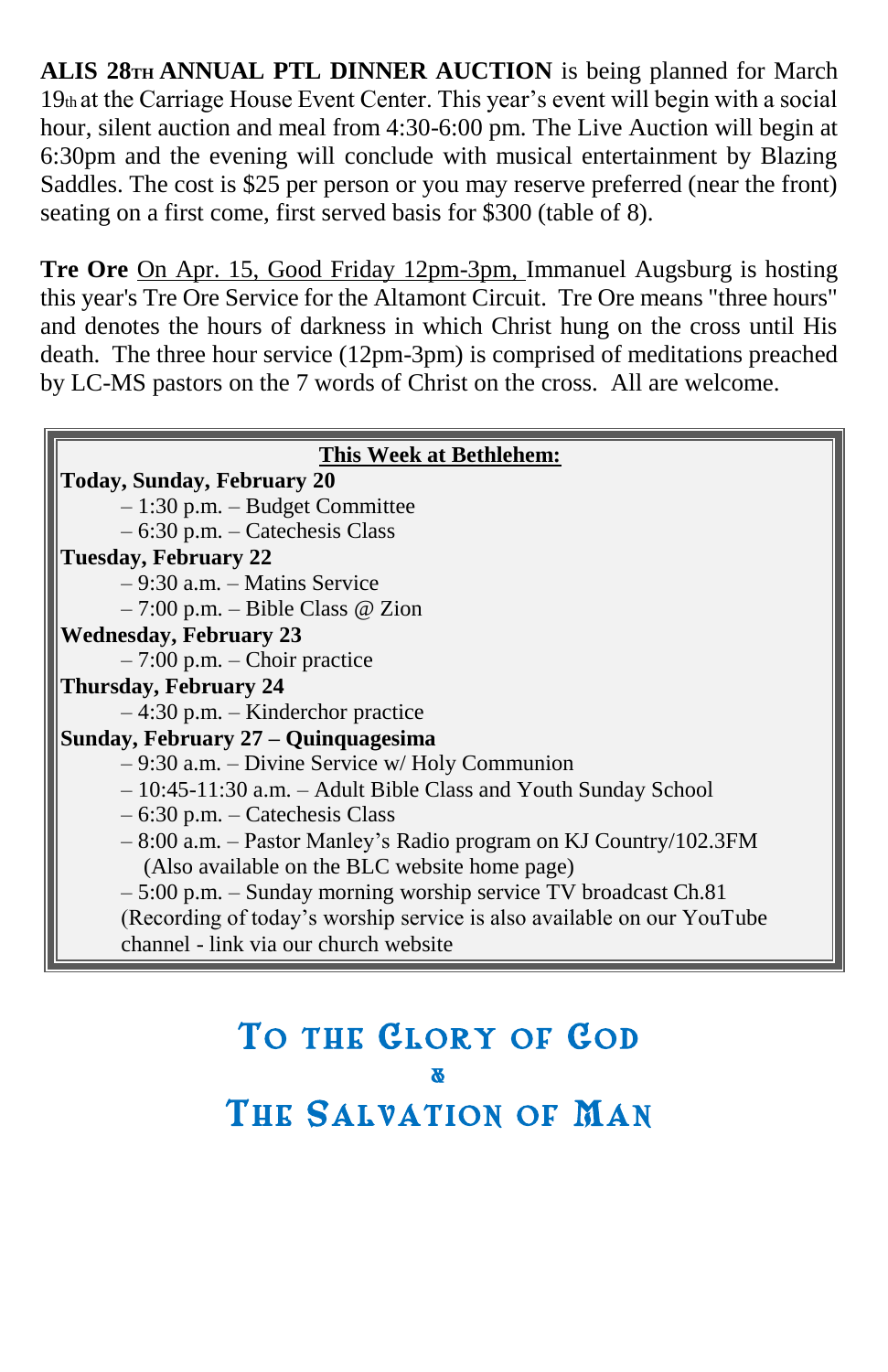**ALIS 28TH ANNUAL PTL DINNER AUCTION** is being planned for March 19th at the Carriage House Event Center. This year's event will begin with a social hour, silent auction and meal from 4:30-6:00 pm. The Live Auction will begin at 6:30pm and the evening will conclude with musical entertainment by Blazing Saddles. The cost is $25 per person or you may reserve preferred (near the front) seating on a first come, first served basis for $300 (table of 8).

**Tre Ore** On Apr. 15, Good Friday 12pm-3pm, Immanuel Augsburg is hosting this year's Tre Ore Service for the Altamont Circuit. Tre Ore means "three hours" and denotes the hours of darkness in which Christ hung on the cross until His death. The three hour service (12pm-3pm) is comprised of meditations preached by LC-MS pastors on the 7 words of Christ on the cross. All are welcome.

**This Week at Bethlehem:**

**Today, Sunday, February 20**
- 1:30 p.m. – Budget Committee
- 6:30 p.m. – Catechesis Class

**Tuesday, February 22**
- 9:30 a.m. – Matins Service
- 7:00 p.m. – Bible Class @ Zion

**Wednesday, February 23**
- 7:00 p.m. – Choir practice

**Thursday, February 24**
- 4:30 p.m. – Kinderchor practice

**Sunday, February 27 – Quinquagesima**
- 9:30 a.m. – Divine Service w/ Holy Communion
- 10:45-11:30 a.m. – Adult Bible Class and Youth Sunday School
- 6:30 p.m. – Catechesis Class
- 8:00 a.m. – Pastor Manley's Radio program on KJ Country/102.3FM (Also available on the BLC website home page)
- 5:00 p.m. – Sunday morning worship service TV broadcast Ch.81 (Recording of today's worship service is also available on our YouTube channel - link via our church website

# To the Glory of God
# &
# The Salvation of Man